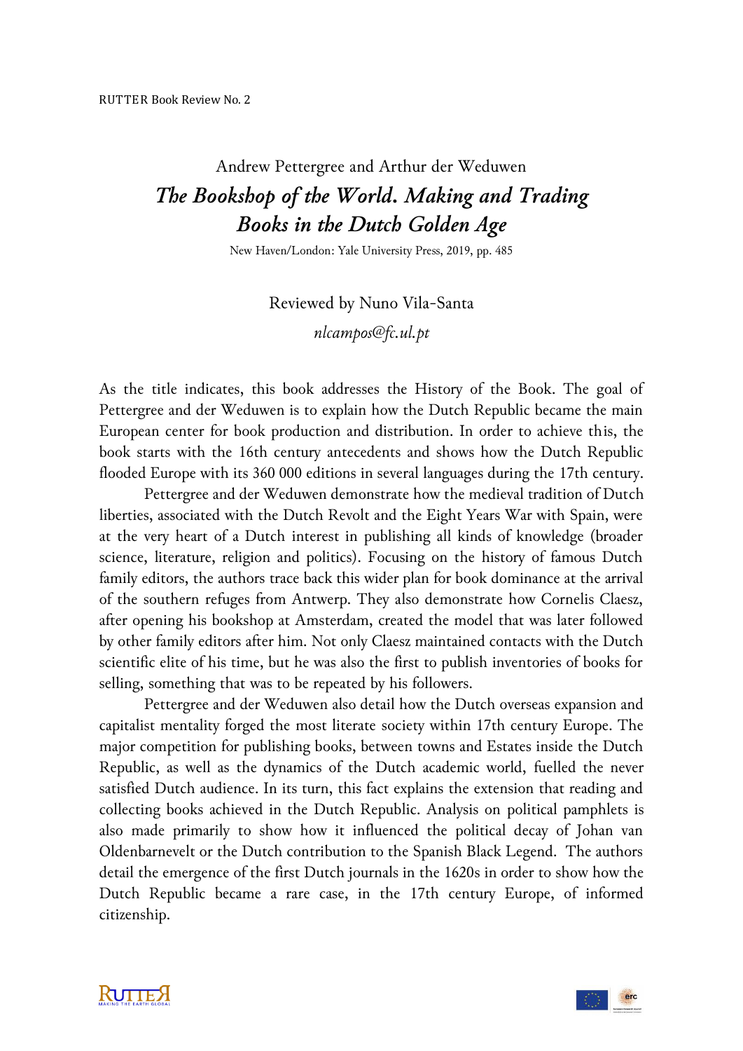RUTTER Book Review No. 2

Andrew Pettergree and Arthur der Weduwen

## *The Bookshop of the World. Making and Trading Books in the Dutch Golden Age*

New Haven/London: Yale University Press, 2019, pp. 485

Reviewed by Nuno Vila-Santa

*nlcampos@fc.ul.pt*

As the title indicates, this book addresses the History of the Book. The goal of Pettergree and der Weduwen is to explain how the Dutch Republic became the main European center for book production and distribution. In order to achieve this, the book starts with the 16th century antecedents and shows how the Dutch Republic flooded Europe with its 360 000 editions in several languages during the 17th century.

Pettergree and der Weduwen demonstrate how the medieval tradition of Dutch liberties, associated with the Dutch Revolt and the Eight Years War with Spain, were at the very heart of a Dutch interest in publishing all kinds of knowledge (broader science, literature, religion and politics). Focusing on the history of famous Dutch family editors, the authors trace back this wider plan for book dominance at the arrival of the southern refuges from Antwerp. They also demonstrate how Cornelis Claesz, after opening his bookshop at Amsterdam, created the model that was later followed by other family editors after him. Not only Claesz maintained contacts with the Dutch scientific elite of his time, but he was also the first to publish inventories of books for selling, something that was to be repeated by his followers.

Pettergree and der Weduwen also detail how the Dutch overseas expansion and capitalist mentality forged the most literate society within 17th century Europe. The major competition for publishing books, between towns and Estates inside the Dutch Republic, as well as the dynamics of the Dutch academic world, fuelled the never satisfied Dutch audience. In its turn, this fact explains the extension that reading and collecting books achieved in the Dutch Republic. Analysis on political pamphlets is also made primarily to show how it influenced the political decay of Johan van Oldenbarnevelt or the Dutch contribution to the Spanish Black Legend. The authors detail the emergence of the first Dutch journals in the 1620s in order to show how the Dutch Republic became a rare case, in the 17th century Europe, of informed citizenship.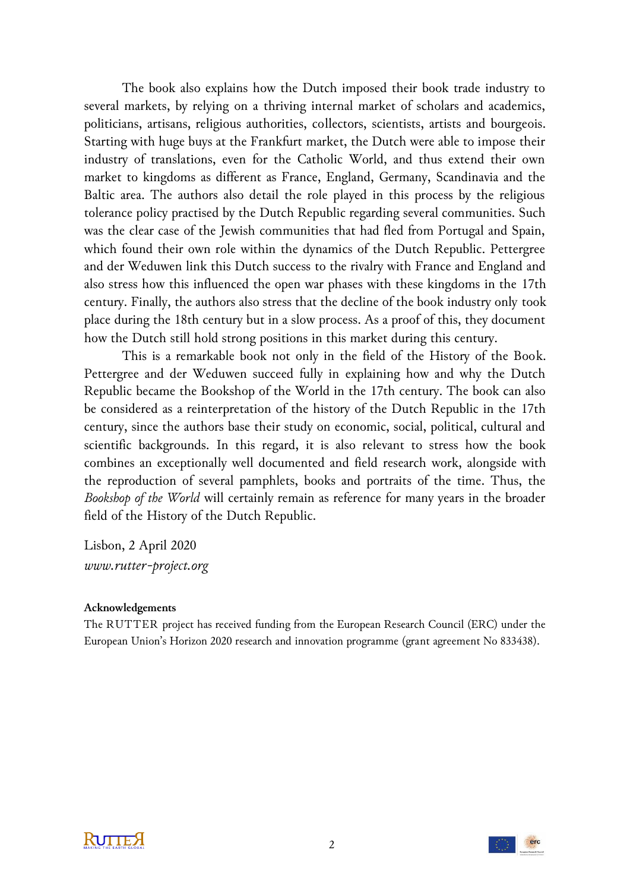The book also explains how the Dutch imposed their book trade industry to several markets, by relying on a thriving internal market of scholars and academics, politicians, artisans, religious authorities, collectors, scientists, artists and bourgeois. Starting with huge buys at the Frankfurt market, the Dutch were able to impose their industry of translations, even for the Catholic World, and thus extend their own market to kingdoms as different as France, England, Germany, Scandinavia and the Baltic area. The authors also detail the role played in this process by the religious tolerance policy practised by the Dutch Republic regarding several communities. Such was the clear case of the Jewish communities that had fled from Portugal and Spain, which found their own role within the dynamics of the Dutch Republic. Pettergree and der Weduwen link this Dutch success to the rivalry with France and England and also stress how this influenced the open war phases with these kingdoms in the 17th century. Finally, the authors also stress that the decline of the book industry only took place during the 18th century but in a slow process. As a proof of this, they document how the Dutch still hold strong positions in this market during this century.

This is a remarkable book not only in the field of the History of the Book. Pettergree and der Weduwen succeed fully in explaining how and why the Dutch Republic became the Bookshop of the World in the 17th century. The book can also be considered as a reinterpretation of the history of the Dutch Republic in the 17th century, since the authors base their study on economic, social, political, cultural and scientific backgrounds. In this regard, it is also relevant to stress how the book combines an exceptionally well documented and field research work, alongside with the reproduction of several pamphlets, books and portraits of the time. Thus, the *Bookshop of the World* will certainly remain as reference for many years in the broader field of the History of the Dutch Republic.

Lisbon, 2 April 2020
*www.rutter-project.org*

**Acknowledgements**

The RUTTER project has received funding from the European Research Council (ERC) under the European Union's Horizon 2020 research and innovation programme (grant agreement No 833438).